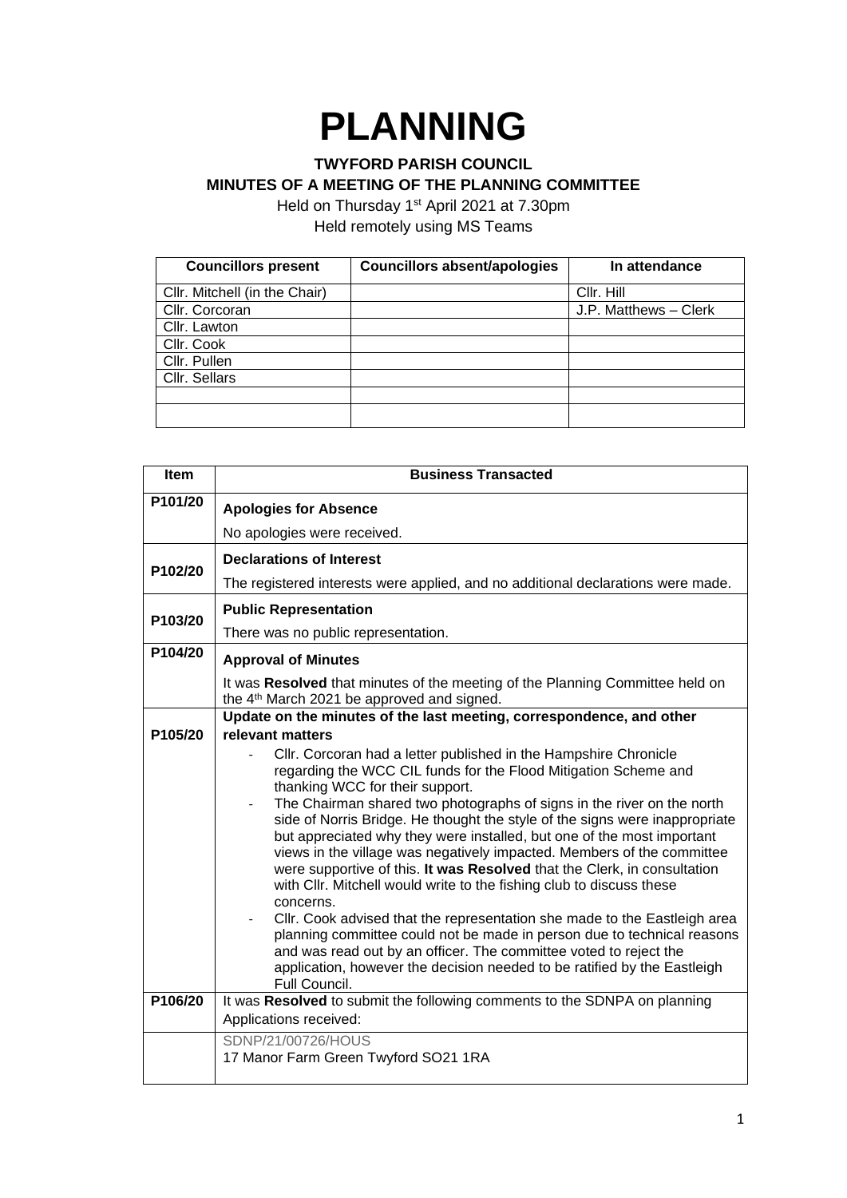# PLANNING

**TWYFORD PARISH COUNCIL**
**MINUTES OF A MEETING OF THE PLANNING COMMITTEE**

Held on Thursday 1st April 2021 at 7.30pm
Held remotely using MS Teams

| Councillors present | Councillors absent/apologies | In attendance |
|---|---|---|
| Cllr. Mitchell (in the Chair) | | Cllr. Hill |
| Cllr. Corcoran | | J.P. Matthews – Clerk |
| Cllr. Lawton | | |
| Cllr. Cook | | |
| Cllr. Pullen | | |
| Cllr. Sellars | | |
| | | |
| | | |

| Item | Business Transacted |
|---|---|
| P101/20 | **Apologies for Absence**<br>No apologies were received. |
| P102/20 | **Declarations of Interest**<br>The registered interests were applied, and no additional declarations were made. |
| P103/20 | **Public Representation**<br>There was no public representation. |
| P104/20 | **Approval of Minutes**<br>It was **Resolved** that minutes of the meeting of the Planning Committee held on the 4th March 2021 be approved and signed. |
| P105/20 | **Update on the minutes of the last meeting, correspondence, and other relevant matters**<br>- Cllr. Corcoran had a letter published in the Hampshire Chronicle regarding the WCC CIL funds for the Flood Mitigation Scheme and thanking WCC for their support.<br>- The Chairman shared two photographs of signs in the river on the north side of Norris Bridge. He thought the style of the signs were inappropriate but appreciated why they were installed, but one of the most important views in the village was negatively impacted. Members of the committee were supportive of this. **It was Resolved** that the Clerk, in consultation with Cllr. Mitchell would write to the fishing club to discuss these concerns.<br>- Cllr. Cook advised that the representation she made to the Eastleigh area planning committee could not be made in person due to technical reasons and was read out by an officer. The committee voted to reject the application, however the decision needed to be ratified by the Eastleigh Full Council. |
| P106/20 | It was **Resolved** to submit the following comments to the SDNPA on planning Applications received: |
| | SDNP/21/00726/HOUS<br>17 Manor Farm Green Twyford SO21 1RA |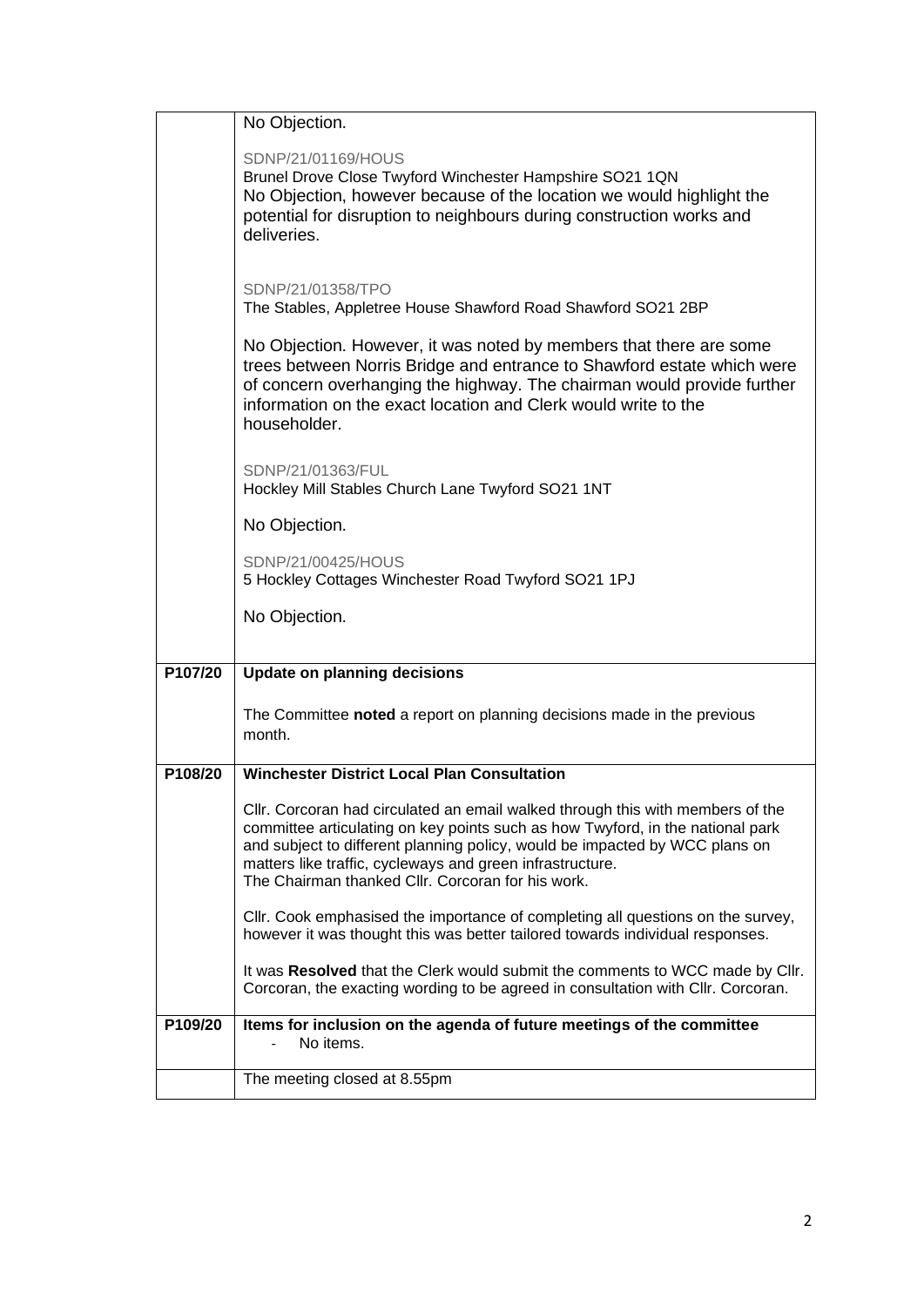| | |
|---|---|
| | No Objection.<br><br>SDNP/21/01169/HOUS<br>Brunel Drove Close Twyford Winchester Hampshire SO21 1QN<br>No Objection, however because of the location we would highlight the potential for disruption to neighbours during construction works and deliveries.<br><br>SDNP/21/01358/TPO<br>The Stables, Appletree House Shawford Road Shawford SO21 2BP<br><br>No Objection. However, it was noted by members that there are some trees between Norris Bridge and entrance to Shawford estate which were of concern overhanging the highway. The chairman would provide further information on the exact location and Clerk would write to the householder.<br><br>SDNP/21/01363/FUL<br>Hockley Mill Stables Church Lane Twyford SO21 1NT<br><br>No Objection.<br><br>SDNP/21/00425/HOUS<br>5 Hockley Cottages Winchester Road Twyford SO21 1PJ<br><br>No Objection. |
| **P107/20** | **Update on planning decisions**<br><br>The Committee **noted** a report on planning decisions made in the previous month. |
| **P108/20** | **Winchester District Local Plan Consultation**<br><br>Cllr. Corcoran had circulated an email walked through this with members of the committee articulating on key points such as how Twyford, in the national park and subject to different planning policy, would be impacted by WCC plans on matters like traffic, cycleways and green infrastructure.<br>The Chairman thanked Cllr. Corcoran for his work.<br><br>Cllr. Cook emphasised the importance of completing all questions on the survey, however it was thought this was better tailored towards individual responses.<br><br>It was **Resolved** that the Clerk would submit the comments to WCC made by Cllr. Corcoran, the exacting wording to be agreed in consultation with Cllr. Corcoran. |
| **P109/20** | **Items for inclusion on the agenda of future meetings of the committee**<br>- No items. |
| | The meeting closed at 8.55pm |